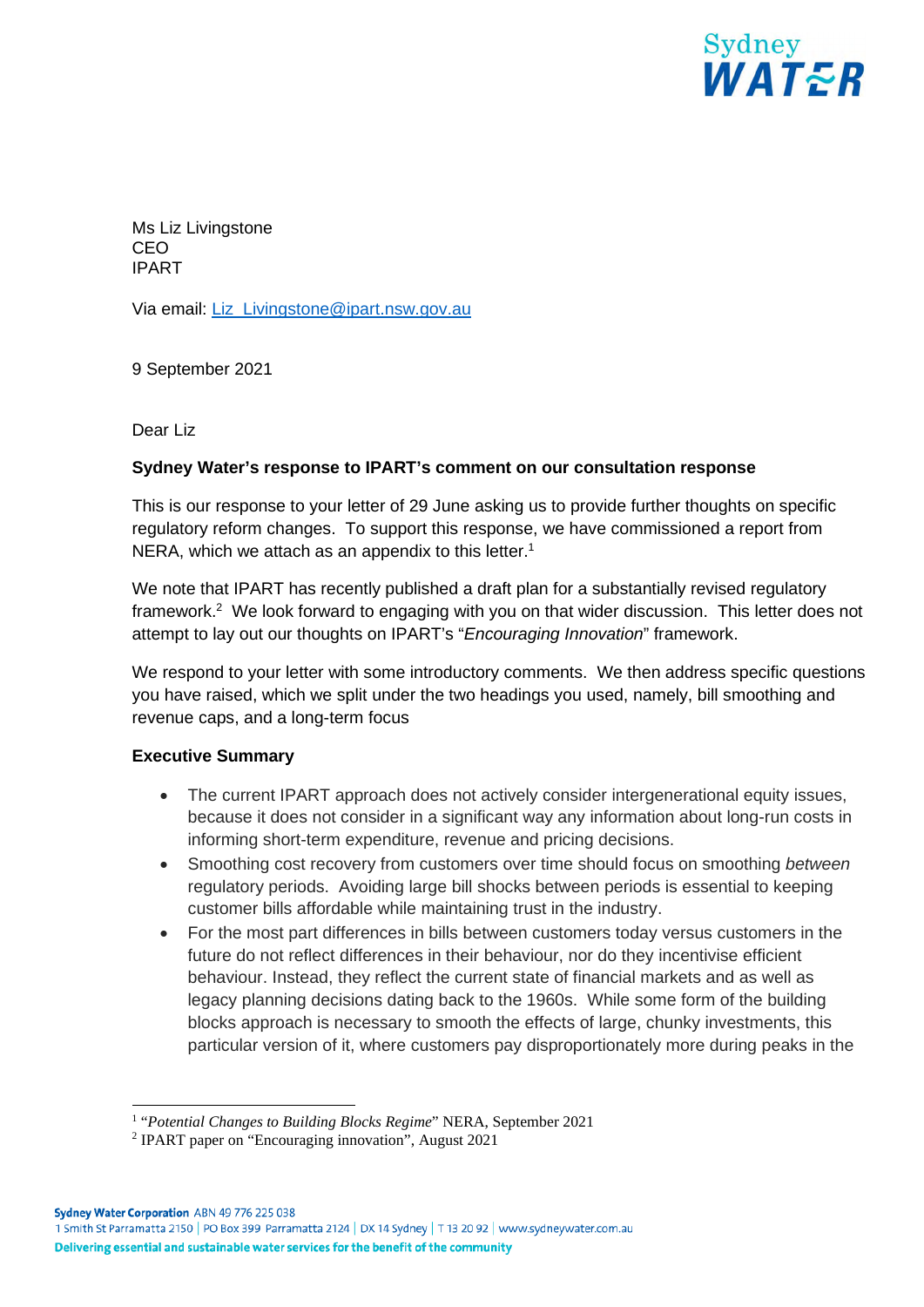Ms Liz Livingstone
CEO
IPART

Via email: [Liz_Livingstone@ipart.nsw.gov.au](mailto:Liz_Livingstone@ipart.nsw.gov.au)

9 September 2021

Dear Liz

**Sydney Water's response to IPART's comment on our consultation response**

This is our response to your letter of 29 June asking us to provide further thoughts on specific regulatory reform changes. To support this response, we have commissioned a report from NERA, which we attach as an appendix to this letter.[1]

We note that IPART has recently published a draft plan for a substantially revised regulatory framework.[2] We look forward to engaging with you on that wider discussion. This letter does not attempt to lay out our thoughts on IPART's "*Encouraging Innovation*" framework.

We respond to your letter with some introductory comments. We then address specific questions you have raised, which we split under the two headings you used, namely, bill smoothing and revenue caps, and a long-term focus

**Executive Summary**

- The current IPART approach does not actively consider intergenerational equity issues, because it does not consider in a significant way any information about long-run costs in informing short-term expenditure, revenue and pricing decisions.
- Smoothing cost recovery from customers over time should focus on smoothing *between* regulatory periods. Avoiding large bill shocks between periods is essential to keeping customer bills affordable while maintaining trust in the industry.
- For the most part differences in bills between customers today versus customers in the future do not reflect differences in their behaviour, nor do they incentivise efficient behaviour. Instead, they reflect the current state of financial markets and as well as legacy planning decisions dating back to the 1960s. While some form of the building blocks approach is necessary to smooth the effects of large, chunky investments, this particular version of it, where customers pay disproportionately more during peaks in the

[1] "*Potential Changes to Building Blocks Regime*" NERA, September 2021

[2] IPART paper on "Encouraging innovation", August 2021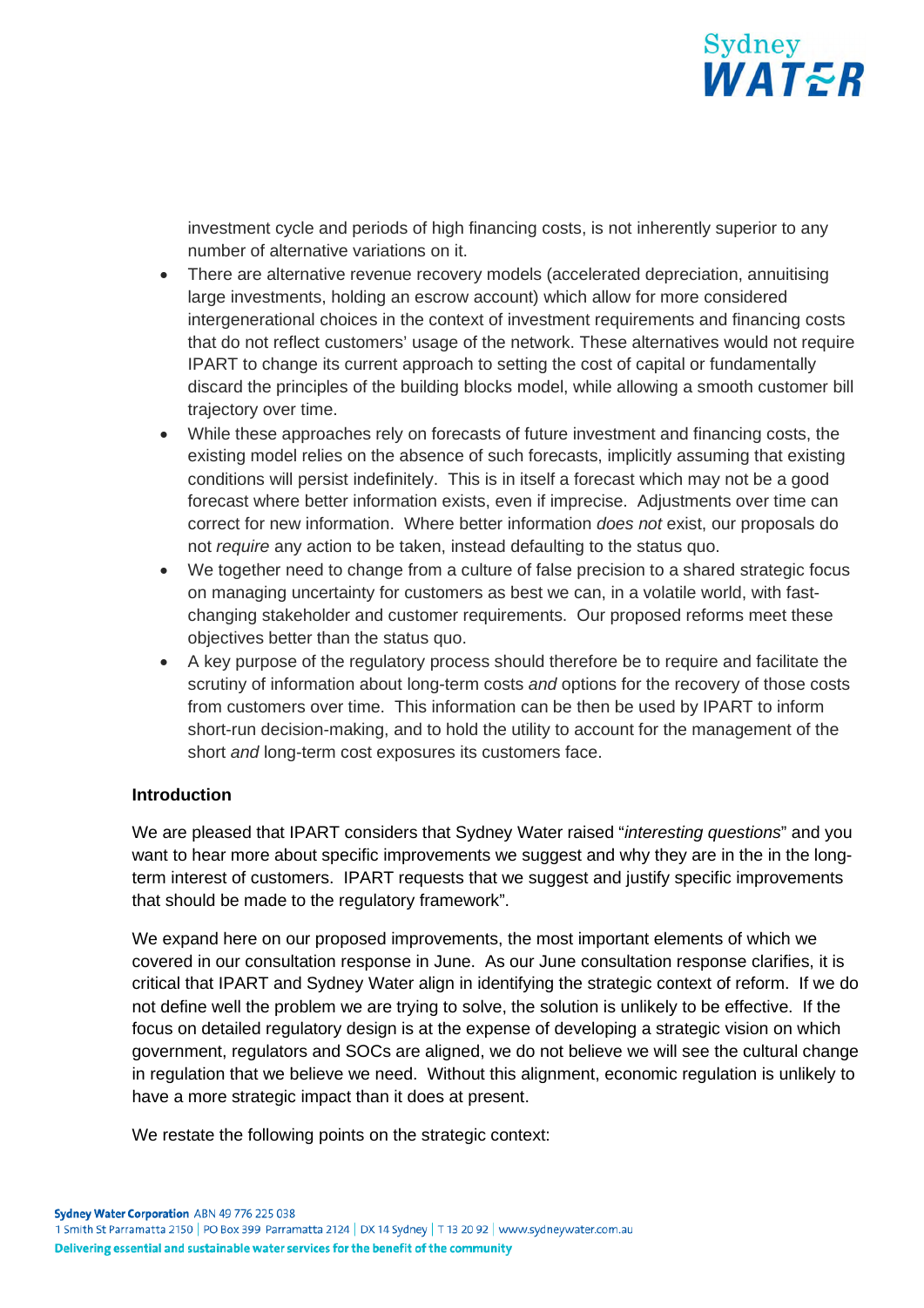investment cycle and periods of high financing costs, is not inherently superior to any number of alternative variations on it.

- There are alternative revenue recovery models (accelerated depreciation, annuitising large investments, holding an escrow account) which allow for more considered intergenerational choices in the context of investment requirements and financing costs that do not reflect customers' usage of the network. These alternatives would not require IPART to change its current approach to setting the cost of capital or fundamentally discard the principles of the building blocks model, while allowing a smooth customer bill trajectory over time.
- While these approaches rely on forecasts of future investment and financing costs, the existing model relies on the absence of such forecasts, implicitly assuming that existing conditions will persist indefinitely. This is in itself a forecast which may not be a good forecast where better information exists, even if imprecise. Adjustments over time can correct for new information. Where better information *does not* exist, our proposals do not *require* any action to be taken, instead defaulting to the status quo.
- We together need to change from a culture of false precision to a shared strategic focus on managing uncertainty for customers as best we can, in a volatile world, with fast-changing stakeholder and customer requirements. Our proposed reforms meet these objectives better than the status quo.
- A key purpose of the regulatory process should therefore be to require and facilitate the scrutiny of information about long-term costs *and* options for the recovery of those costs from customers over time. This information can be then be used by IPART to inform short-run decision-making, and to hold the utility to account for the management of the short *and* long-term cost exposures its customers face.

**Introduction**

We are pleased that IPART considers that Sydney Water raised "*interesting questions*" and you want to hear more about specific improvements we suggest and why they are in the in the long-term interest of customers. IPART requests that we suggest and justify specific improvements that should be made to the regulatory framework".

We expand here on our proposed improvements, the most important elements of which we covered in our consultation response in June. As our June consultation response clarifies, it is critical that IPART and Sydney Water align in identifying the strategic context of reform. If we do not define well the problem we are trying to solve, the solution is unlikely to be effective. If the focus on detailed regulatory design is at the expense of developing a strategic vision on which government, regulators and SOCs are aligned, we do not believe we will see the cultural change in regulation that we believe we need. Without this alignment, economic regulation is unlikely to have a more strategic impact than it does at present.

We restate the following points on the strategic context: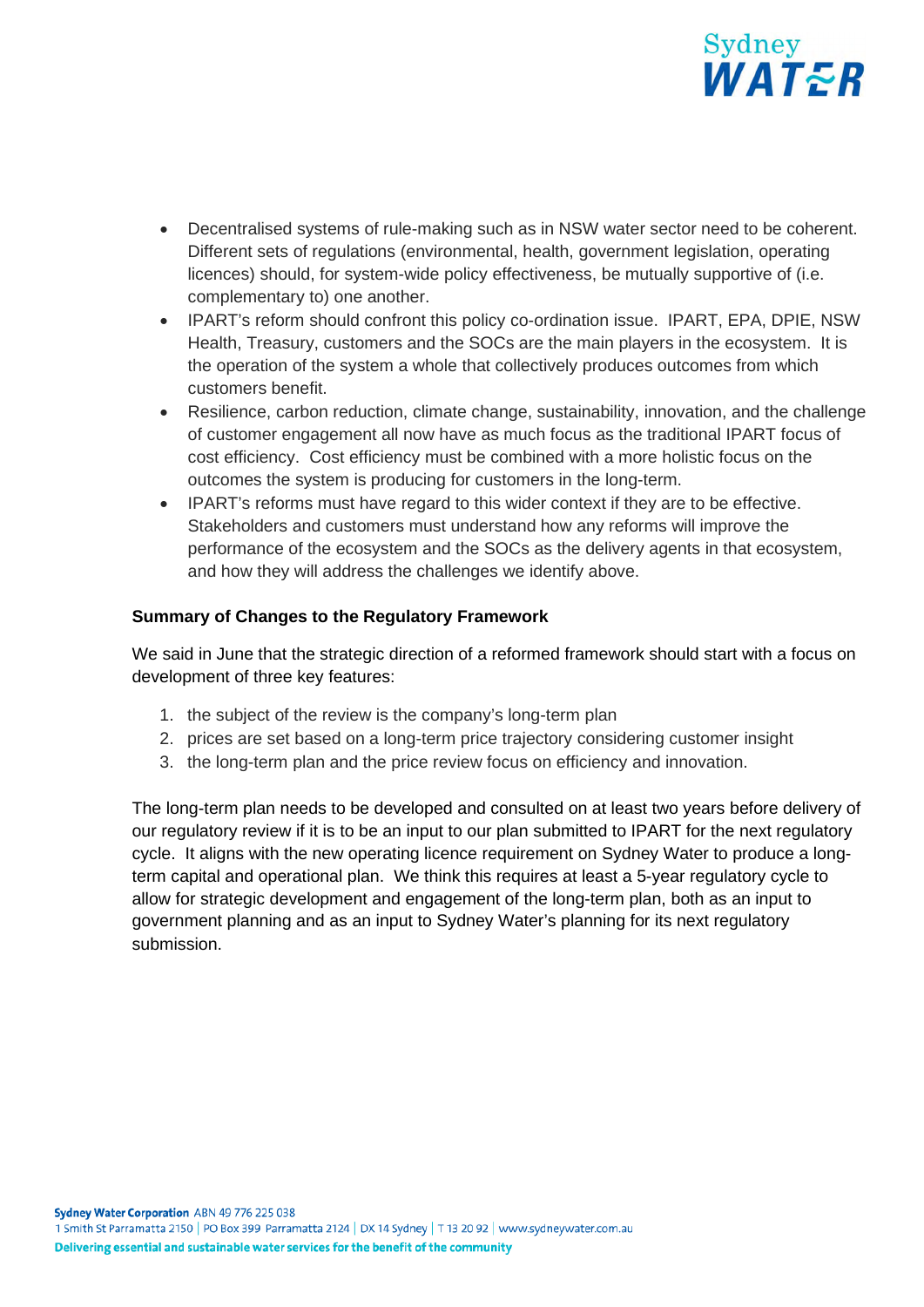- Decentralised systems of rule-making such as in NSW water sector need to be coherent. Different sets of regulations (environmental, health, government legislation, operating licences) should, for system-wide policy effectiveness, be mutually supportive of (i.e. complementary to) one another.
- IPART's reform should confront this policy co-ordination issue. IPART, EPA, DPIE, NSW Health, Treasury, customers and the SOCs are the main players in the ecosystem. It is the operation of the system a whole that collectively produces outcomes from which customers benefit.
- Resilience, carbon reduction, climate change, sustainability, innovation, and the challenge of customer engagement all now have as much focus as the traditional IPART focus of cost efficiency. Cost efficiency must be combined with a more holistic focus on the outcomes the system is producing for customers in the long-term.
- IPART's reforms must have regard to this wider context if they are to be effective. Stakeholders and customers must understand how any reforms will improve the performance of the ecosystem and the SOCs as the delivery agents in that ecosystem, and how they will address the challenges we identify above.

**Summary of Changes to the Regulatory Framework**

We said in June that the strategic direction of a reformed framework should start with a focus on development of three key features:

1. the subject of the review is the company's long-term plan
2. prices are set based on a long-term price trajectory considering customer insight
3. the long-term plan and the price review focus on efficiency and innovation.

The long-term plan needs to be developed and consulted on at least two years before delivery of our regulatory review if it is to be an input to our plan submitted to IPART for the next regulatory cycle. It aligns with the new operating licence requirement on Sydney Water to produce a long-term capital and operational plan. We think this requires at least a 5-year regulatory cycle to allow for strategic development and engagement of the long-term plan, both as an input to government planning and as an input to Sydney Water's planning for its next regulatory submission.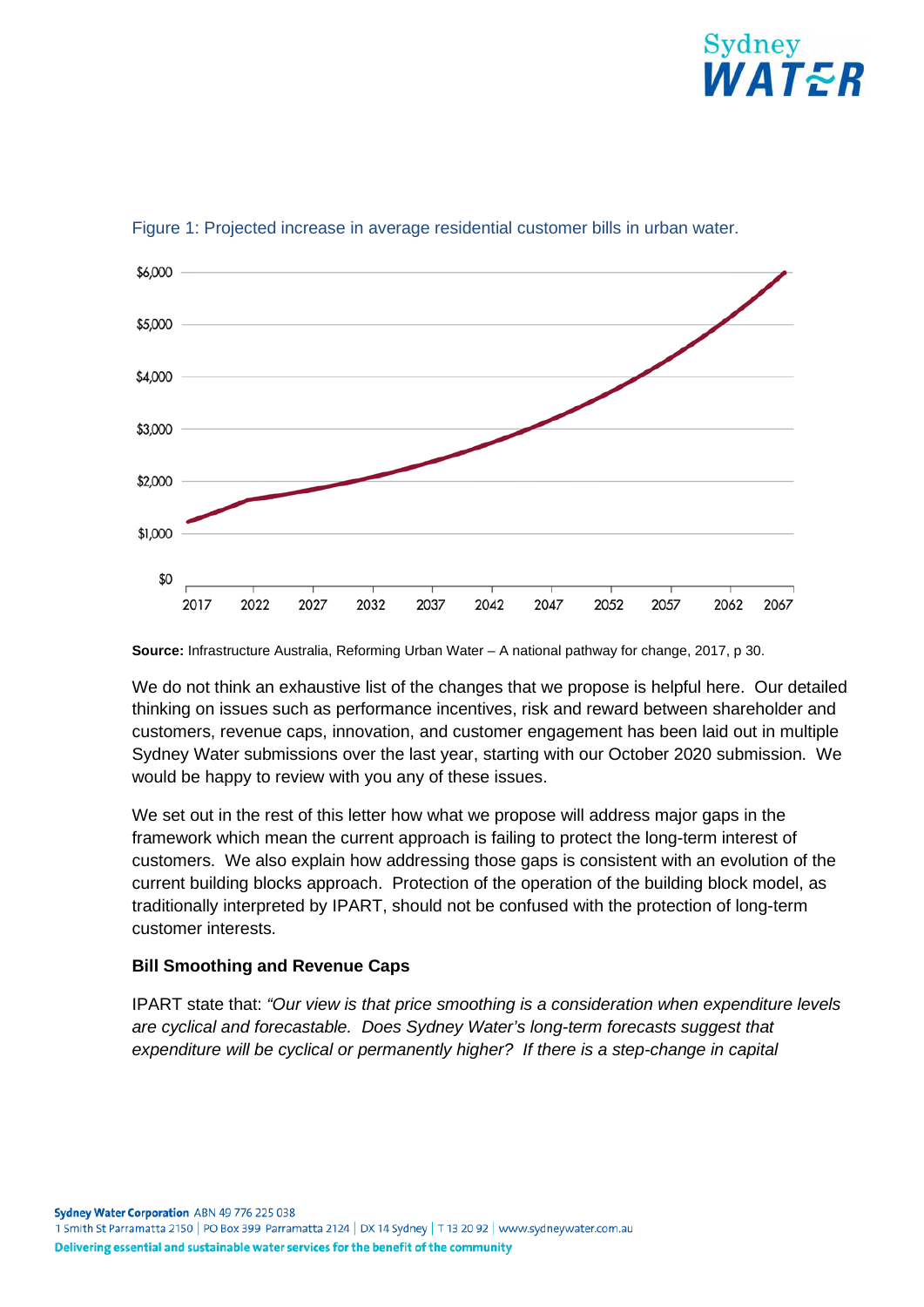Figure 1: Projected increase in average residential customer bills in urban water.

**Source:** Infrastructure Australia, Reforming Urban Water – A national pathway for change, 2017, p 30.

We do not think an exhaustive list of the changes that we propose is helpful here. Our detailed thinking on issues such as performance incentives, risk and reward between shareholder and customers, revenue caps, innovation, and customer engagement has been laid out in multiple Sydney Water submissions over the last year, starting with our October 2020 submission. We would be happy to review with you any of these issues.

We set out in the rest of this letter how what we propose will address major gaps in the framework which mean the current approach is failing to protect the long-term interest of customers. We also explain how addressing those gaps is consistent with an evolution of the current building blocks approach. Protection of the operation of the building block model, as traditionally interpreted by IPART, should not be confused with the protection of long-term customer interests.

**Bill Smoothing and Revenue Caps**

IPART state that: *"Our view is that price smoothing is a consideration when expenditure levels are cyclical and forecastable. Does Sydney Water's long-term forecasts suggest that expenditure will be cyclical or permanently higher? If there is a step-change in capital*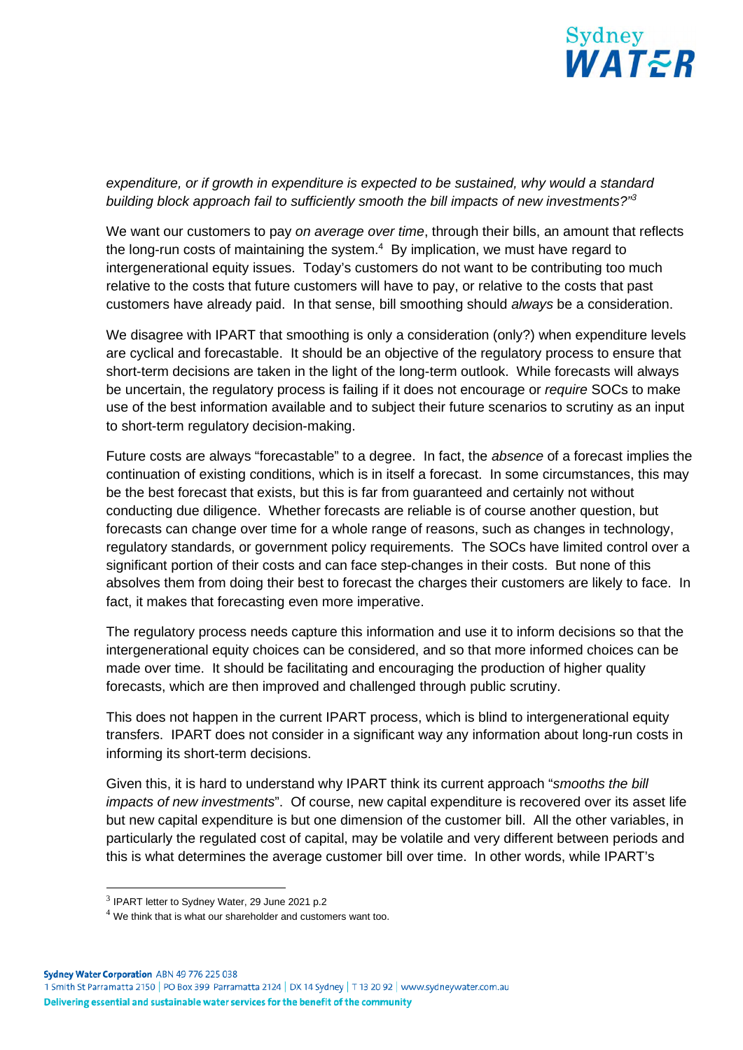*expenditure, or if growth in expenditure is expected to be sustained, why would a standard building block approach fail to sufficiently smooth the bill impacts of new investments?"*[3]

We want our customers to pay *on average over time*, through their bills, an amount that reflects the long-run costs of maintaining the system.[4] By implication, we must have regard to intergenerational equity issues. Today's customers do not want to be contributing too much relative to the costs that future customers will have to pay, or relative to the costs that past customers have already paid. In that sense, bill smoothing should *always* be a consideration.

We disagree with IPART that smoothing is only a consideration (only?) when expenditure levels are cyclical and forecastable. It should be an objective of the regulatory process to ensure that short-term decisions are taken in the light of the long-term outlook. While forecasts will always be uncertain, the regulatory process is failing if it does not encourage or *require* SOCs to make use of the best information available and to subject their future scenarios to scrutiny as an input to short-term regulatory decision-making.

Future costs are always "forecastable" to a degree. In fact, the *absence* of a forecast implies the continuation of existing conditions, which is in itself a forecast. In some circumstances, this may be the best forecast that exists, but this is far from guaranteed and certainly not without conducting due diligence. Whether forecasts are reliable is of course another question, but forecasts can change over time for a whole range of reasons, such as changes in technology, regulatory standards, or government policy requirements. The SOCs have limited control over a significant portion of their costs and can face step-changes in their costs. But none of this absolves them from doing their best to forecast the charges their customers are likely to face. In fact, it makes that forecasting even more imperative.

The regulatory process needs capture this information and use it to inform decisions so that the intergenerational equity choices can be considered, and so that more informed choices can be made over time. It should be facilitating and encouraging the production of higher quality forecasts, which are then improved and challenged through public scrutiny.

This does not happen in the current IPART process, which is blind to intergenerational equity transfers. IPART does not consider in a significant way any information about long-run costs in informing its short-term decisions.

Given this, it is hard to understand why IPART think its current approach "*smooths the bill impacts of new investments*". Of course, new capital expenditure is recovered over its asset life but new capital expenditure is but one dimension of the customer bill. All the other variables, in particularly the regulated cost of capital, may be volatile and very different between periods and this is what determines the average customer bill over time. In other words, while IPART's

---

[3] IPART letter to Sydney Water, 29 June 2021 p.2

[4] We think that is what our shareholder and customers want too.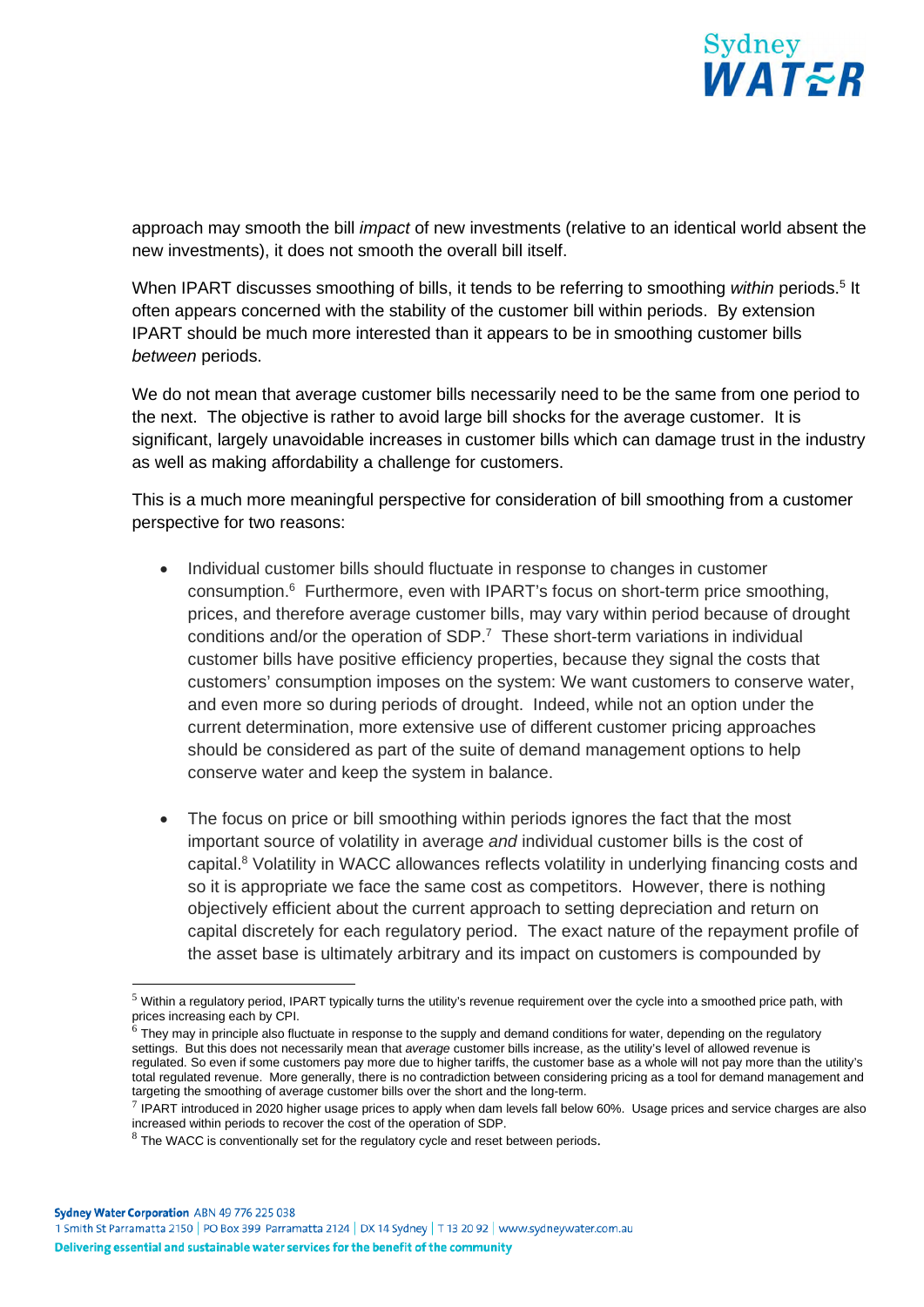approach may smooth the bill *impact* of new investments (relative to an identical world absent the new investments), it does not smooth the overall bill itself.

When IPART discusses smoothing of bills, it tends to be referring to smoothing *within* periods.[5] It often appears concerned with the stability of the customer bill within periods. By extension IPART should be much more interested than it appears to be in smoothing customer bills *between* periods.

We do not mean that average customer bills necessarily need to be the same from one period to the next. The objective is rather to avoid large bill shocks for the average customer. It is significant, largely unavoidable increases in customer bills which can damage trust in the industry as well as making affordability a challenge for customers.

This is a much more meaningful perspective for consideration of bill smoothing from a customer perspective for two reasons:

- Individual customer bills should fluctuate in response to changes in customer consumption.[6] Furthermore, even with IPART's focus on short-term price smoothing, prices, and therefore average customer bills, may vary within period because of drought conditions and/or the operation of SDP.[7] These short-term variations in individual customer bills have positive efficiency properties, because they signal the costs that customers' consumption imposes on the system: We want customers to conserve water, and even more so during periods of drought. Indeed, while not an option under the current determination, more extensive use of different customer pricing approaches should be considered as part of the suite of demand management options to help conserve water and keep the system in balance.

- The focus on price or bill smoothing within periods ignores the fact that the most important source of volatility in average *and* individual customer bills is the cost of capital.[8] Volatility in WACC allowances reflects volatility in underlying financing costs and so it is appropriate we face the same cost as competitors. However, there is nothing objectively efficient about the current approach to setting depreciation and return on capital discretely for each regulatory period. The exact nature of the repayment profile of the asset base is ultimately arbitrary and its impact on customers is compounded by

---

[5] Within a regulatory period, IPART typically turns the utility's revenue requirement over the cycle into a smoothed price path, with prices increasing each by CPI.

[6] They may in principle also fluctuate in response to the supply and demand conditions for water, depending on the regulatory settings. But this does not necessarily mean that *average* customer bills increase, as the utility's level of allowed revenue is regulated. So even if some customers pay more due to higher tariffs, the customer base as a whole will not pay more than the utility's total regulated revenue. More generally, there is no contradiction between considering pricing as a tool for demand management and targeting the smoothing of average customer bills over the short and the long-term.

[7] IPART introduced in 2020 higher usage prices to apply when dam levels fall below 60%. Usage prices and service charges are also increased within periods to recover the cost of the operation of SDP.

[8] The WACC is conventionally set for the regulatory cycle and reset between periods.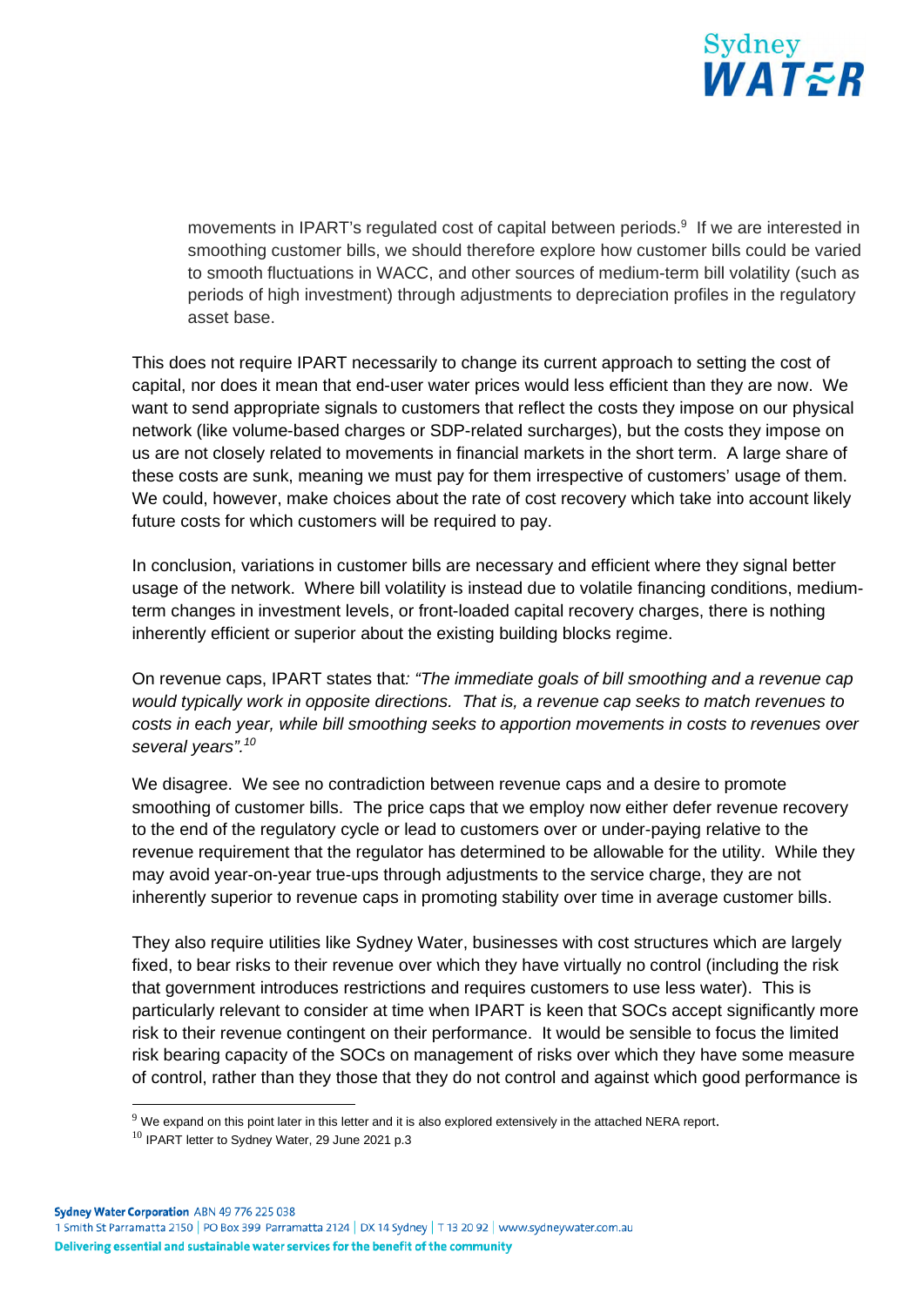movements in IPART's regulated cost of capital between periods.[9] If we are interested in smoothing customer bills, we should therefore explore how customer bills could be varied to smooth fluctuations in WACC, and other sources of medium-term bill volatility (such as periods of high investment) through adjustments to depreciation profiles in the regulatory asset base.

This does not require IPART necessarily to change its current approach to setting the cost of capital, nor does it mean that end-user water prices would less efficient than they are now. We want to send appropriate signals to customers that reflect the costs they impose on our physical network (like volume-based charges or SDP-related surcharges), but the costs they impose on us are not closely related to movements in financial markets in the short term. A large share of these costs are sunk, meaning we must pay for them irrespective of customers' usage of them. We could, however, make choices about the rate of cost recovery which take into account likely future costs for which customers will be required to pay.

In conclusion, variations in customer bills are necessary and efficient where they signal better usage of the network. Where bill volatility is instead due to volatile financing conditions, medium-term changes in investment levels, or front-loaded capital recovery charges, there is nothing inherently efficient or superior about the existing building blocks regime.

On revenue caps, IPART states that*: "The immediate goals of bill smoothing and a revenue cap would typically work in opposite directions. That is, a revenue cap seeks to match revenues to costs in each year, while bill smoothing seeks to apportion movements in costs to revenues over several years".*[10]

We disagree. We see no contradiction between revenue caps and a desire to promote smoothing of customer bills. The price caps that we employ now either defer revenue recovery to the end of the regulatory cycle or lead to customers over or under-paying relative to the revenue requirement that the regulator has determined to be allowable for the utility. While they may avoid year-on-year true-ups through adjustments to the service charge, they are not inherently superior to revenue caps in promoting stability over time in average customer bills.

They also require utilities like Sydney Water, businesses with cost structures which are largely fixed, to bear risks to their revenue over which they have virtually no control (including the risk that government introduces restrictions and requires customers to use less water). This is particularly relevant to consider at time when IPART is keen that SOCs accept significantly more risk to their revenue contingent on their performance. It would be sensible to focus the limited risk bearing capacity of the SOCs on management of risks over which they have some measure of control, rather than they those that they do not control and against which good performance is

[9] We expand on this point later in this letter and it is also explored extensively in the attached NERA report.

[10] IPART letter to Sydney Water, 29 June 2021 p.3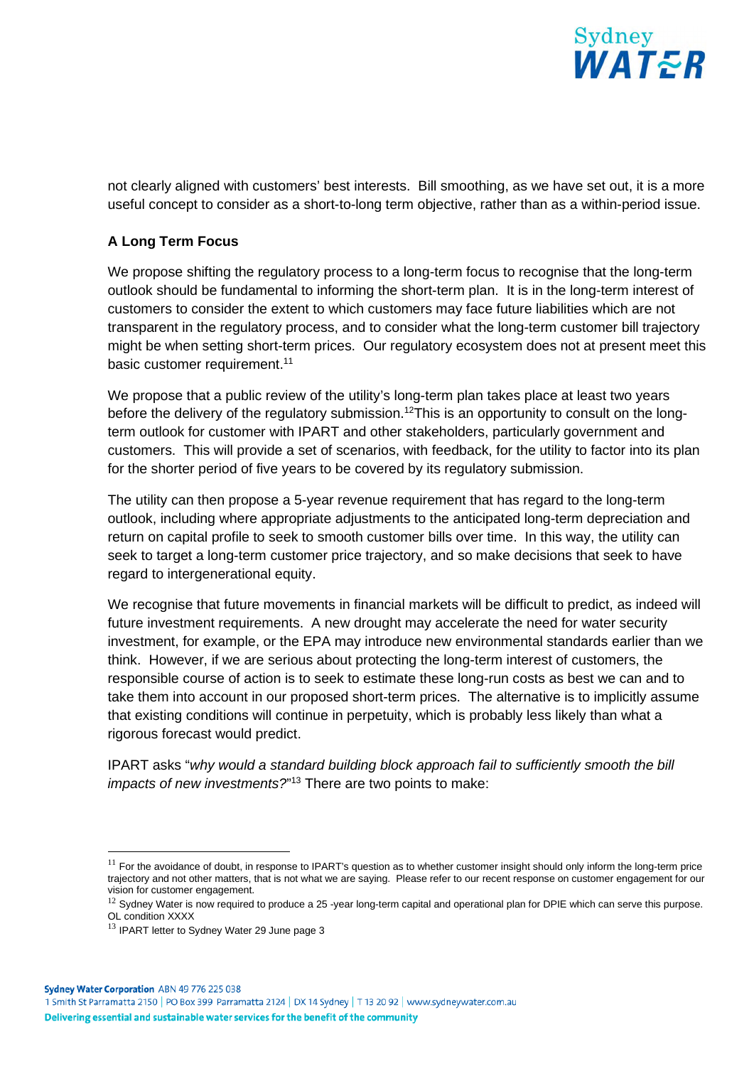not clearly aligned with customers' best interests. Bill smoothing, as we have set out, it is a more useful concept to consider as a short-to-long term objective, rather than as a within-period issue.

**A Long Term Focus**

We propose shifting the regulatory process to a long-term focus to recognise that the long-term outlook should be fundamental to informing the short-term plan. It is in the long-term interest of customers to consider the extent to which customers may face future liabilities which are not transparent in the regulatory process, and to consider what the long-term customer bill trajectory might be when setting short-term prices. Our regulatory ecosystem does not at present meet this basic customer requirement.[11]

We propose that a public review of the utility's long-term plan takes place at least two years before the delivery of the regulatory submission.[12]This is an opportunity to consult on the long-term outlook for customer with IPART and other stakeholders, particularly government and customers. This will provide a set of scenarios, with feedback, for the utility to factor into its plan for the shorter period of five years to be covered by its regulatory submission.

The utility can then propose a 5-year revenue requirement that has regard to the long-term outlook, including where appropriate adjustments to the anticipated long-term depreciation and return on capital profile to seek to smooth customer bills over time. In this way, the utility can seek to target a long-term customer price trajectory, and so make decisions that seek to have regard to intergenerational equity.

We recognise that future movements in financial markets will be difficult to predict, as indeed will future investment requirements. A new drought may accelerate the need for water security investment, for example, or the EPA may introduce new environmental standards earlier than we think. However, if we are serious about protecting the long-term interest of customers, the responsible course of action is to seek to estimate these long-run costs as best we can and to take them into account in our proposed short-term prices. The alternative is to implicitly assume that existing conditions will continue in perpetuity, which is probably less likely than what a rigorous forecast would predict.

IPART asks "*why would a standard building block approach fail to sufficiently smooth the bill impacts of new investments?*"[13] There are two points to make:

---

[11] For the avoidance of doubt, in response to IPART's question as to whether customer insight should only inform the long-term price trajectory and not other matters, that is not what we are saying. Please refer to our recent response on customer engagement for our vision for customer engagement.

[12] Sydney Water is now required to produce a 25 -year long-term capital and operational plan for DPIE which can serve this purpose. OL condition XXXX

[13] IPART letter to Sydney Water 29 June page 3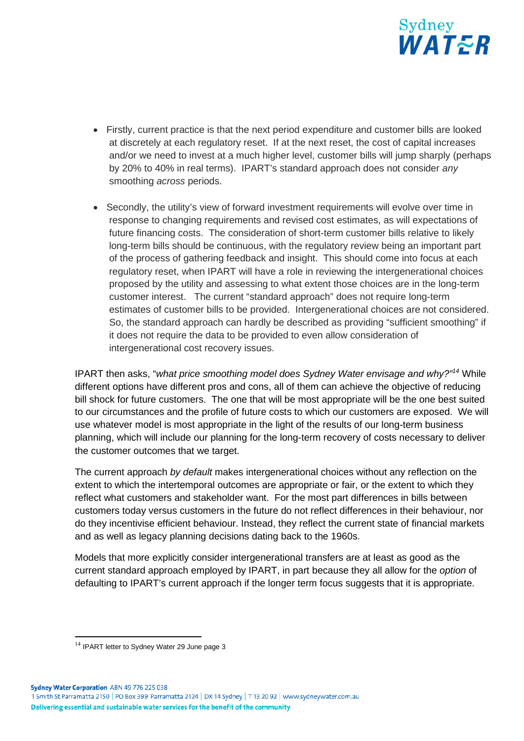- Firstly, current practice is that the next period expenditure and customer bills are looked at discretely at each regulatory reset. If at the next reset, the cost of capital increases and/or we need to invest at a much higher level, customer bills will jump sharply (perhaps by 20% to 40% in real terms). IPART's standard approach does not consider *any* smoothing *across* periods.

- Secondly, the utility's view of forward investment requirements will evolve over time in response to changing requirements and revised cost estimates, as will expectations of future financing costs. The consideration of short-term customer bills relative to likely long-term bills should be continuous, with the regulatory review being an important part of the process of gathering feedback and insight. This should come into focus at each regulatory reset, when IPART will have a role in reviewing the intergenerational choices proposed by the utility and assessing to what extent those choices are in the long-term customer interest. The current "standard approach" does not require long-term estimates of customer bills to be provided. Intergenerational choices are not considered. So, the standard approach can hardly be described as providing "sufficient smoothing" if it does not require the data to be provided to even allow consideration of intergenerational cost recovery issues.

IPART then asks, "*what price smoothing model does Sydney Water envisage and why?*"[14] While different options have different pros and cons, all of them can achieve the objective of reducing bill shock for future customers. The one that will be most appropriate will be the one best suited to our circumstances and the profile of future costs to which our customers are exposed. We will use whatever model is most appropriate in the light of the results of our long-term business planning, which will include our planning for the long-term recovery of costs necessary to deliver the customer outcomes that we target.

The current approach *by default* makes intergenerational choices without any reflection on the extent to which the intertemporal outcomes are appropriate or fair, or the extent to which they reflect what customers and stakeholder want. For the most part differences in bills between customers today versus customers in the future do not reflect differences in their behaviour, nor do they incentivise efficient behaviour. Instead, they reflect the current state of financial markets and as well as legacy planning decisions dating back to the 1960s.

Models that more explicitly consider intergenerational transfers are at least as good as the current standard approach employed by IPART, in part because they all allow for the *option* of defaulting to IPART's current approach if the longer term focus suggests that it is appropriate.

[14] IPART letter to Sydney Water 29 June page 3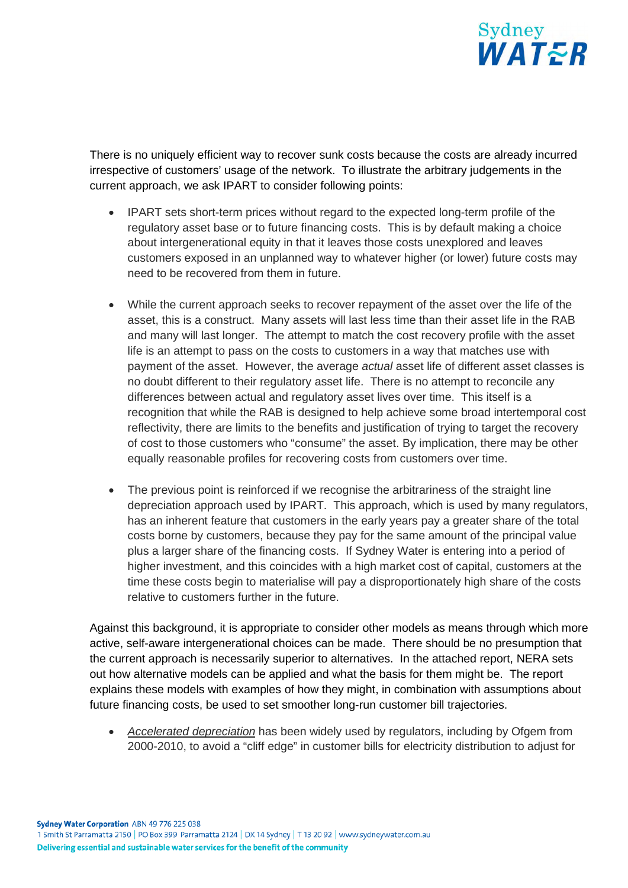There is no uniquely efficient way to recover sunk costs because the costs are already incurred irrespective of customers' usage of the network. To illustrate the arbitrary judgements in the current approach, we ask IPART to consider following points:

- IPART sets short-term prices without regard to the expected long-term profile of the regulatory asset base or to future financing costs. This is by default making a choice about intergenerational equity in that it leaves those costs unexplored and leaves customers exposed in an unplanned way to whatever higher (or lower) future costs may need to be recovered from them in future.

- While the current approach seeks to recover repayment of the asset over the life of the asset, this is a construct. Many assets will last less time than their asset life in the RAB and many will last longer. The attempt to match the cost recovery profile with the asset life is an attempt to pass on the costs to customers in a way that matches use with payment of the asset. However, the average *actual* asset life of different asset classes is no doubt different to their regulatory asset life. There is no attempt to reconcile any differences between actual and regulatory asset lives over time. This itself is a recognition that while the RAB is designed to help achieve some broad intertemporal cost reflectivity, there are limits to the benefits and justification of trying to target the recovery of cost to those customers who "consume" the asset. By implication, there may be other equally reasonable profiles for recovering costs from customers over time.

- The previous point is reinforced if we recognise the arbitrariness of the straight line depreciation approach used by IPART. This approach, which is used by many regulators, has an inherent feature that customers in the early years pay a greater share of the total costs borne by customers, because they pay for the same amount of the principal value plus a larger share of the financing costs. If Sydney Water is entering into a period of higher investment, and this coincides with a high market cost of capital, customers at the time these costs begin to materialise will pay a disproportionately high share of the costs relative to customers further in the future.

Against this background, it is appropriate to consider other models as means through which more active, self-aware intergenerational choices can be made. There should be no presumption that the current approach is necessarily superior to alternatives. In the attached report, NERA sets out how alternative models can be applied and what the basis for them might be. The report explains these models with examples of how they might, in combination with assumptions about future financing costs, be used to set smoother long-run customer bill trajectories.

- *Accelerated depreciation* has been widely used by regulators, including by Ofgem from 2000-2010, to avoid a "cliff edge" in customer bills for electricity distribution to adjust for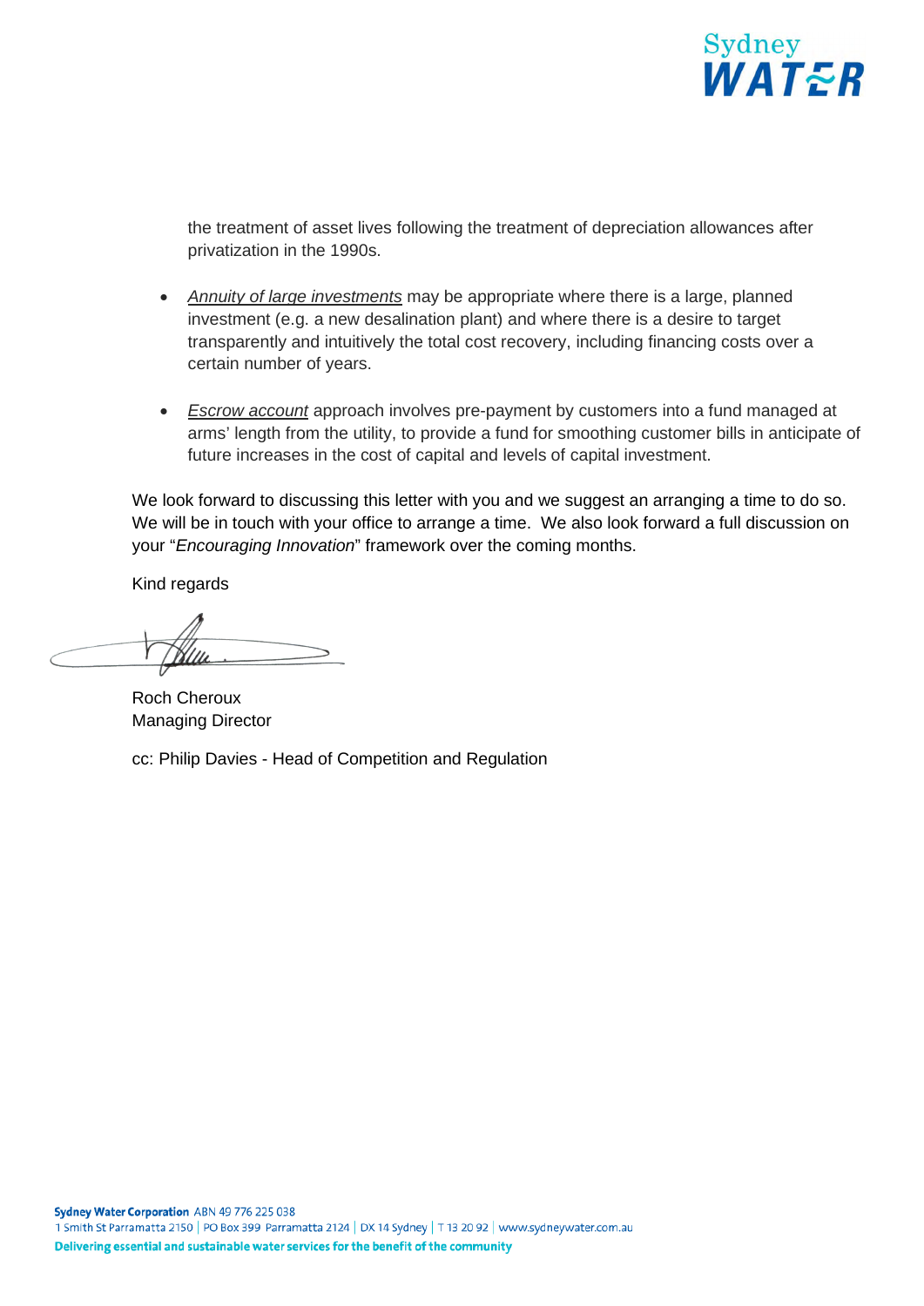the treatment of asset lives following the treatment of depreciation allowances after privatization in the 1990s.

- *Annuity of large investments* may be appropriate where there is a large, planned investment (e.g. a new desalination plant) and where there is a desire to target transparently and intuitively the total cost recovery, including financing costs over a certain number of years.

- *Escrow account* approach involves pre-payment by customers into a fund managed at arms' length from the utility, to provide a fund for smoothing customer bills in anticipate of future increases in the cost of capital and levels of capital investment.

We look forward to discussing this letter with you and we suggest an arranging a time to do so. We will be in touch with your office to arrange a time. We also look forward a full discussion on your "*Encouraging Innovation*" framework over the coming months.

Kind regards

Roch Cheroux
Managing Director

cc: Philip Davies - Head of Competition and Regulation

**Sydney Water Corporation** ABN 49 776 225 038
1 Smith St Parramatta 2150 | PO Box 399 Parramatta 2124 | DX 14 Sydney | T 13 20 92 | www.sydneywater.com.au
**Delivering essential and sustainable water services for the benefit of the community**